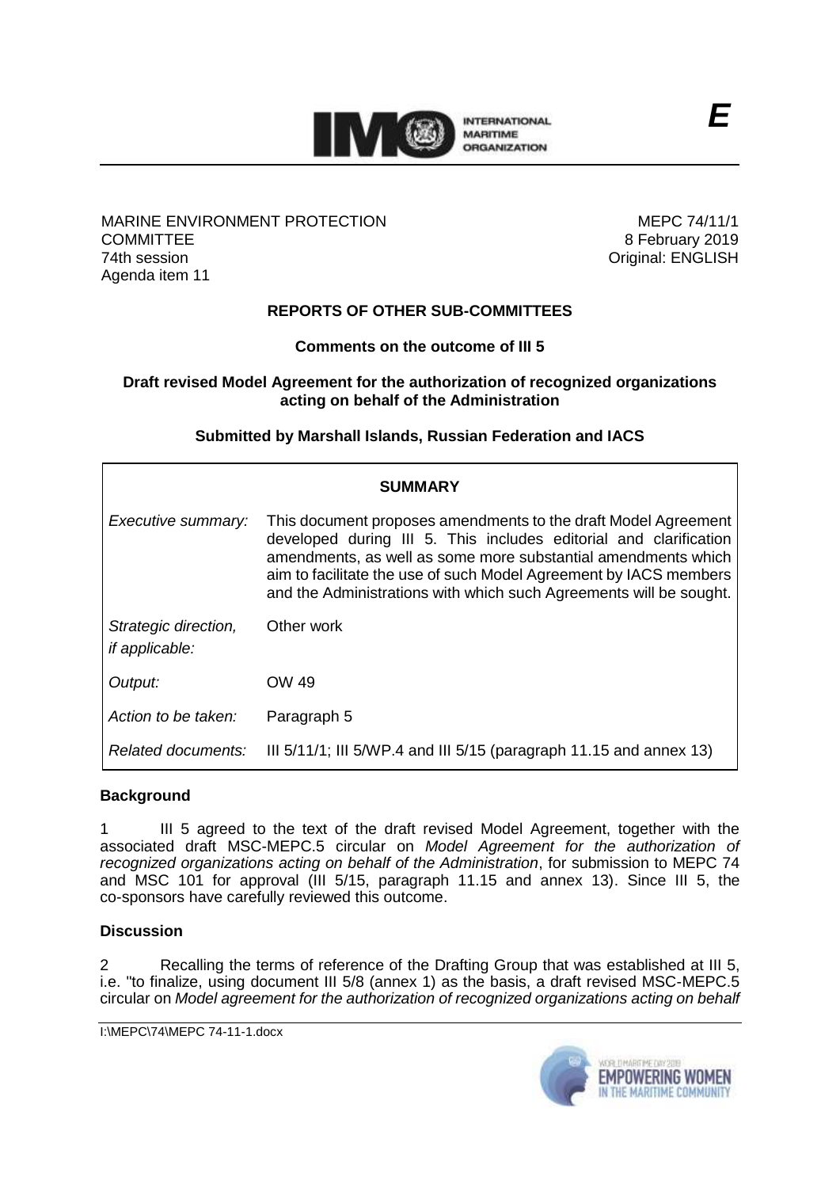E

MARINE ENVIRONMENT PROTECTION COMMITTEE
74th session
Agenda item 11

MEPC 74/11/1
8 February 2019
Original: ENGLISH

## REPORTS OF OTHER SUB-COMMITTEES

**Comments on the outcome of III 5**

**Draft revised Model Agreement for the authorization of recognized organizations acting on behalf of the Administration**

**Submitted by Marshall Islands, Russian Federation and IACS**

| **SUMMARY** | |
|---|---|
| *Executive summary:* | This document proposes amendments to the draft Model Agreement developed during III 5. This includes editorial and clarification amendments, as well as some more substantial amendments which aim to facilitate the use of such Model Agreement by IACS members and the Administrations with which such Agreements will be sought. |
| *Strategic direction, if applicable:* | Other work |
| *Output:* | OW 49 |
| *Action to be taken:* | Paragraph 5 |
| *Related documents:* | III 5/11/1; III 5/WP.4 and III 5/15 (paragraph 11.15 and annex 13) |

### Background

1 III 5 agreed to the text of the draft revised Model Agreement, together with the associated draft MSC-MEPC.5 circular on *Model Agreement for the authorization of recognized organizations acting on behalf of the Administration*, for submission to MEPC 74 and MSC 101 for approval (III 5/15, paragraph 11.15 and annex 13). Since III 5, the co-sponsors have carefully reviewed this outcome.

### Discussion

2 Recalling the terms of reference of the Drafting Group that was established at III 5, i.e. "to finalize, using document III 5/8 (annex 1) as the basis, a draft revised MSC-MEPC.5 circular on *Model agreement for the authorization of recognized organizations acting on behalf*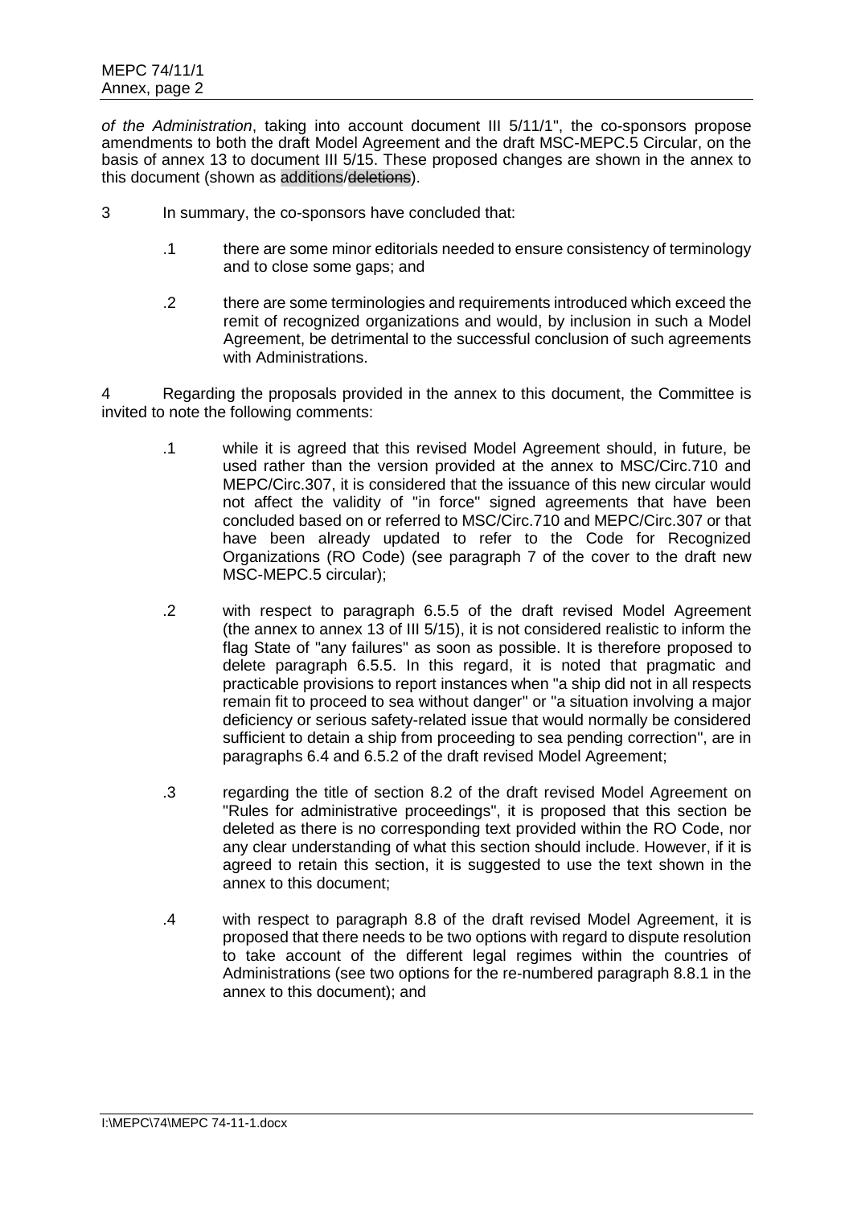*of the Administration*, taking into account document III 5/11/1", the co-sponsors propose amendments to both the draft Model Agreement and the draft MSC-MEPC.5 Circular, on the basis of annex 13 to document III 5/15. These proposed changes are shown in the annex to this document (shown as additions/~~deletions~~).

3 In summary, the co-sponsors have concluded that:

- .1 there are some minor editorials needed to ensure consistency of terminology and to close some gaps; and
- .2 there are some terminologies and requirements introduced which exceed the remit of recognized organizations and would, by inclusion in such a Model Agreement, be detrimental to the successful conclusion of such agreements with Administrations.

4 Regarding the proposals provided in the annex to this document, the Committee is invited to note the following comments:

- .1 while it is agreed that this revised Model Agreement should, in future, be used rather than the version provided at the annex to MSC/Circ.710 and MEPC/Circ.307, it is considered that the issuance of this new circular would not affect the validity of "in force" signed agreements that have been concluded based on or referred to MSC/Circ.710 and MEPC/Circ.307 or that have been already updated to refer to the Code for Recognized Organizations (RO Code) (see paragraph 7 of the cover to the draft new MSC-MEPC.5 circular);
- .2 with respect to paragraph 6.5.5 of the draft revised Model Agreement (the annex to annex 13 of III 5/15), it is not considered realistic to inform the flag State of "any failures" as soon as possible. It is therefore proposed to delete paragraph 6.5.5. In this regard, it is noted that pragmatic and practicable provisions to report instances when "a ship did not in all respects remain fit to proceed to sea without danger" or "a situation involving a major deficiency or serious safety-related issue that would normally be considered sufficient to detain a ship from proceeding to sea pending correction", are in paragraphs 6.4 and 6.5.2 of the draft revised Model Agreement;
- .3 regarding the title of section 8.2 of the draft revised Model Agreement on "Rules for administrative proceedings", it is proposed that this section be deleted as there is no corresponding text provided within the RO Code, nor any clear understanding of what this section should include. However, if it is agreed to retain this section, it is suggested to use the text shown in the annex to this document;
- .4 with respect to paragraph 8.8 of the draft revised Model Agreement, it is proposed that there needs to be two options with regard to dispute resolution to take account of the different legal regimes within the countries of Administrations (see two options for the re-numbered paragraph 8.8.1 in the annex to this document); and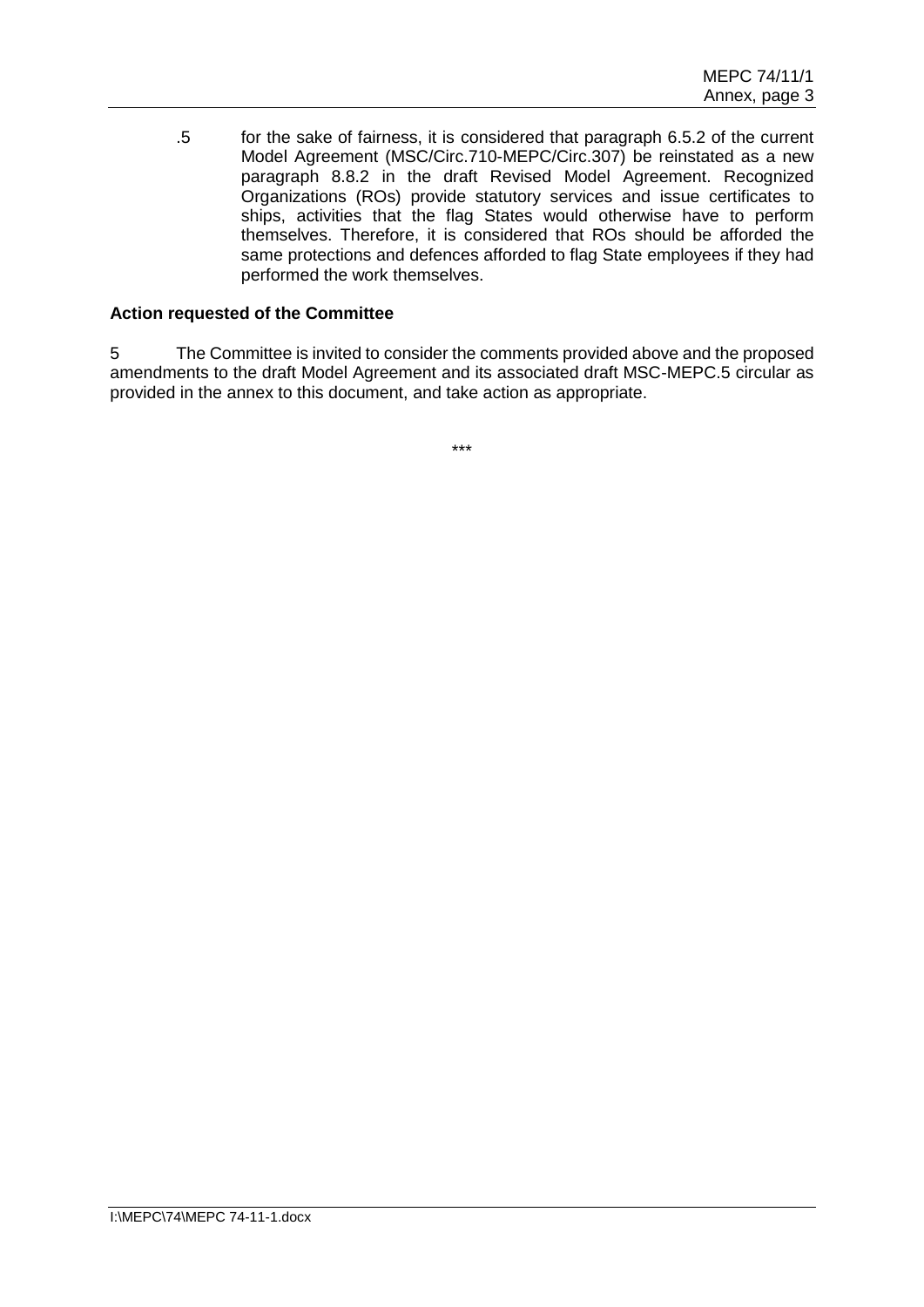.5 for the sake of fairness, it is considered that paragraph 6.5.2 of the current Model Agreement (MSC/Circ.710-MEPC/Circ.307) be reinstated as a new paragraph 8.8.2 in the draft Revised Model Agreement. Recognized Organizations (ROs) provide statutory services and issue certificates to ships, activities that the flag States would otherwise have to perform themselves. Therefore, it is considered that ROs should be afforded the same protections and defences afforded to flag State employees if they had performed the work themselves.

**Action requested of the Committee**

5 The Committee is invited to consider the comments provided above and the proposed amendments to the draft Model Agreement and its associated draft MSC-MEPC.5 circular as provided in the annex to this document, and take action as appropriate.

\*\*\*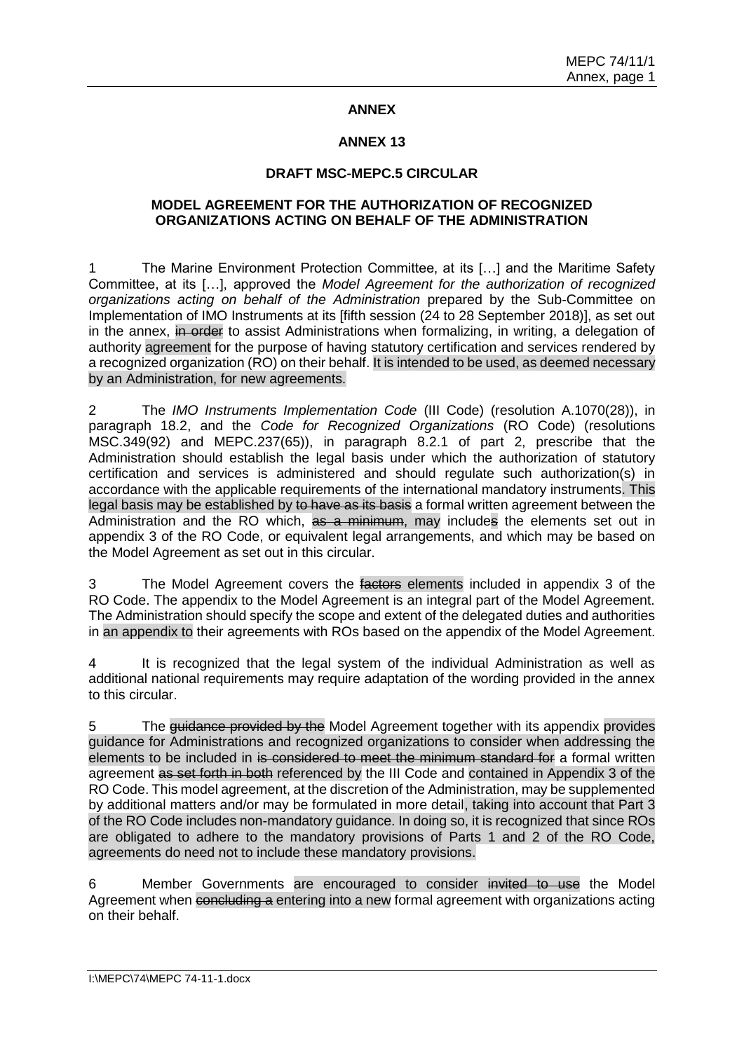**ANNEX**

**ANNEX 13**

**DRAFT MSC-MEPC.5 CIRCULAR**

**MODEL AGREEMENT FOR THE AUTHORIZATION OF RECOGNIZED ORGANIZATIONS ACTING ON BEHALF OF THE ADMINISTRATION**

1 The Marine Environment Protection Committee, at its […] and the Maritime Safety Committee, at its […], approved the *Model Agreement for the authorization of recognized organizations acting on behalf of the Administration* prepared by the Sub-Committee on Implementation of IMO Instruments at its [fifth session (24 to 28 September 2018)], as set out in the annex, ~~in order~~ to assist Administrations when formalizing, in writing, a delegation of authority agreement for the purpose of having statutory certification and services rendered by a recognized organization (RO) on their behalf. It is intended to be used, as deemed necessary by an Administration, for new agreements.

2 The *IMO Instruments Implementation Code* (III Code) (resolution A.1070(28)), in paragraph 18.2, and the *Code for Recognized Organizations* (RO Code) (resolutions MSC.349(92) and MEPC.237(65)), in paragraph 8.2.1 of part 2, prescribe that the Administration should establish the legal basis under which the authorization of statutory certification and services is administered and should regulate such authorization(s) in accordance with the applicable requirements of the international mandatory instruments. This legal basis may be established by ~~to have as its basis~~ a formal written agreement between the Administration and the RO which, ~~as a minimum~~, may include~~s~~ the elements set out in appendix 3 of the RO Code, or equivalent legal arrangements, and which may be based on the Model Agreement as set out in this circular.

3 The Model Agreement covers the ~~factors~~ elements included in appendix 3 of the RO Code. The appendix to the Model Agreement is an integral part of the Model Agreement. The Administration should specify the scope and extent of the delegated duties and authorities in an appendix to their agreements with ROs based on the appendix of the Model Agreement.

4 It is recognized that the legal system of the individual Administration as well as additional national requirements may require adaptation of the wording provided in the annex to this circular.

5 The ~~guidance provided by the~~ Model Agreement together with its appendix provides guidance for Administrations and recognized organizations to consider when addressing the elements to be included in ~~is considered to meet the minimum standard for~~ a formal written agreement ~~as set forth in both~~ referenced by the III Code and contained in Appendix 3 of the RO Code. This model agreement, at the discretion of the Administration, may be supplemented by additional matters and/or may be formulated in more detail, taking into account that Part 3 of the RO Code includes non-mandatory guidance. In doing so, it is recognized that since ROs are obligated to adhere to the mandatory provisions of Parts 1 and 2 of the RO Code, agreements do need not to include these mandatory provisions.

6 Member Governments are encouraged to consider ~~invited to use~~ the Model Agreement when ~~concluding a~~ entering into a new formal agreement with organizations acting on their behalf.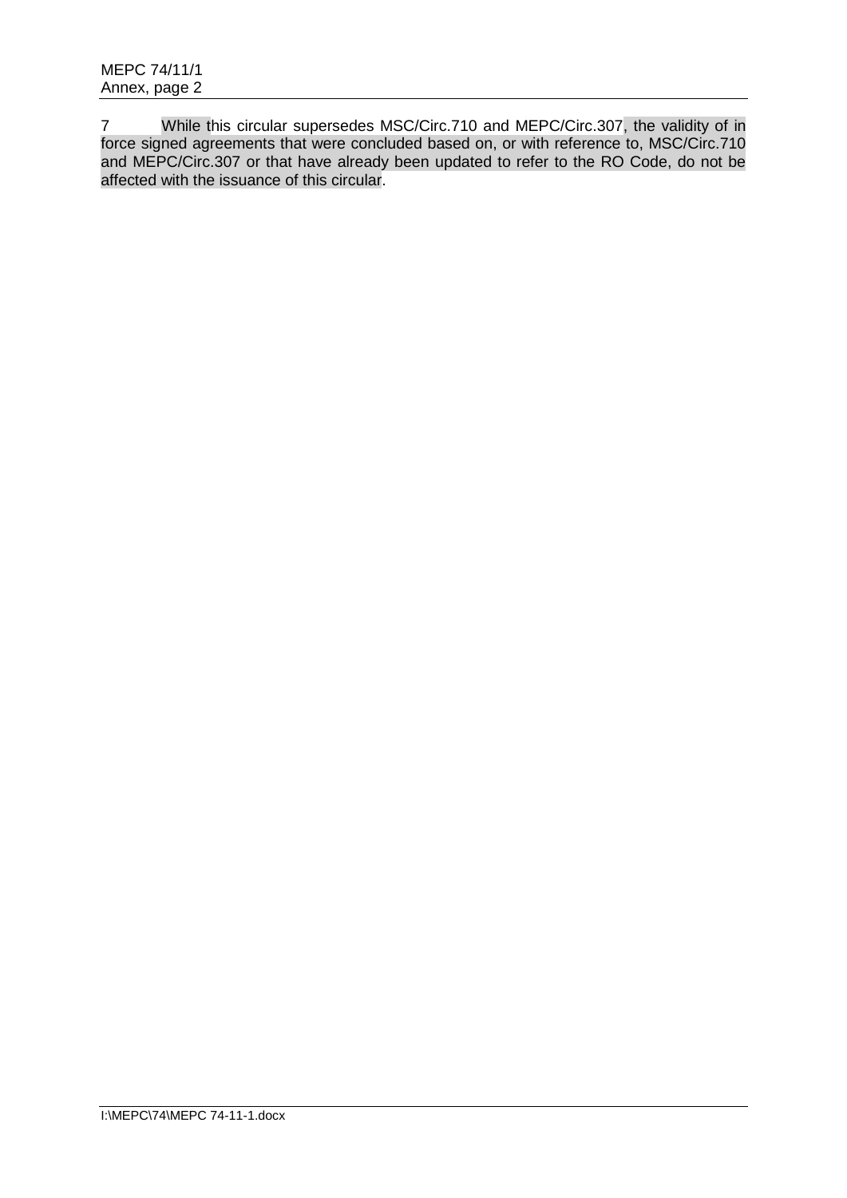7 While this circular supersedes MSC/Circ.710 and MEPC/Circ.307, the validity of in force signed agreements that were concluded based on, or with reference to, MSC/Circ.710 and MEPC/Circ.307 or that have already been updated to refer to the RO Code, do not be affected with the issuance of this circular.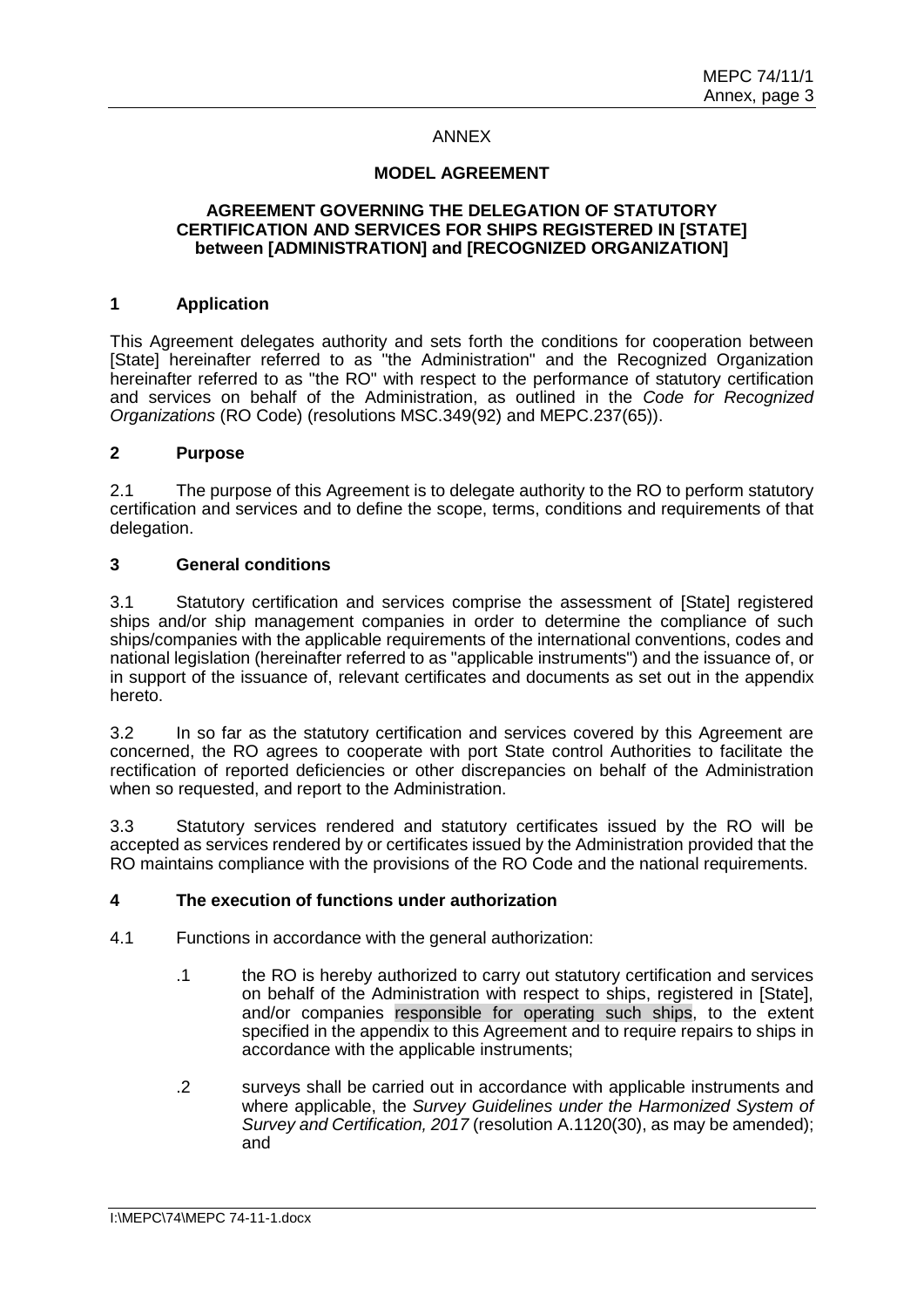ANNEX

**MODEL AGREEMENT**

**AGREEMENT GOVERNING THE DELEGATION OF STATUTORY CERTIFICATION AND SERVICES FOR SHIPS REGISTERED IN [STATE] between [ADMINISTRATION] and [RECOGNIZED ORGANIZATION]**

## 1 Application

This Agreement delegates authority and sets forth the conditions for cooperation between [State] hereinafter referred to as "the Administration" and the Recognized Organization hereinafter referred to as "the RO" with respect to the performance of statutory certification and services on behalf of the Administration, as outlined in the *Code for Recognized Organizations* (RO Code) (resolutions MSC.349(92) and MEPC.237(65)).

## 2 Purpose

2.1 The purpose of this Agreement is to delegate authority to the RO to perform statutory certification and services and to define the scope, terms, conditions and requirements of that delegation.

## 3 General conditions

3.1 Statutory certification and services comprise the assessment of [State] registered ships and/or ship management companies in order to determine the compliance of such ships/companies with the applicable requirements of the international conventions, codes and national legislation (hereinafter referred to as "applicable instruments") and the issuance of, or in support of the issuance of, relevant certificates and documents as set out in the appendix hereto.

3.2 In so far as the statutory certification and services covered by this Agreement are concerned, the RO agrees to cooperate with port State control Authorities to facilitate the rectification of reported deficiencies or other discrepancies on behalf of the Administration when so requested, and report to the Administration.

3.3 Statutory services rendered and statutory certificates issued by the RO will be accepted as services rendered by or certificates issued by the Administration provided that the RO maintains compliance with the provisions of the RO Code and the national requirements.

## 4 The execution of functions under authorization

4.1 Functions in accordance with the general authorization:

.1 the RO is hereby authorized to carry out statutory certification and services on behalf of the Administration with respect to ships, registered in [State], and/or companies responsible for operating such ships, to the extent specified in the appendix to this Agreement and to require repairs to ships in accordance with the applicable instruments;

.2 surveys shall be carried out in accordance with applicable instruments and where applicable, the *Survey Guidelines under the Harmonized System of Survey and Certification, 2017* (resolution A.1120(30), as may be amended); and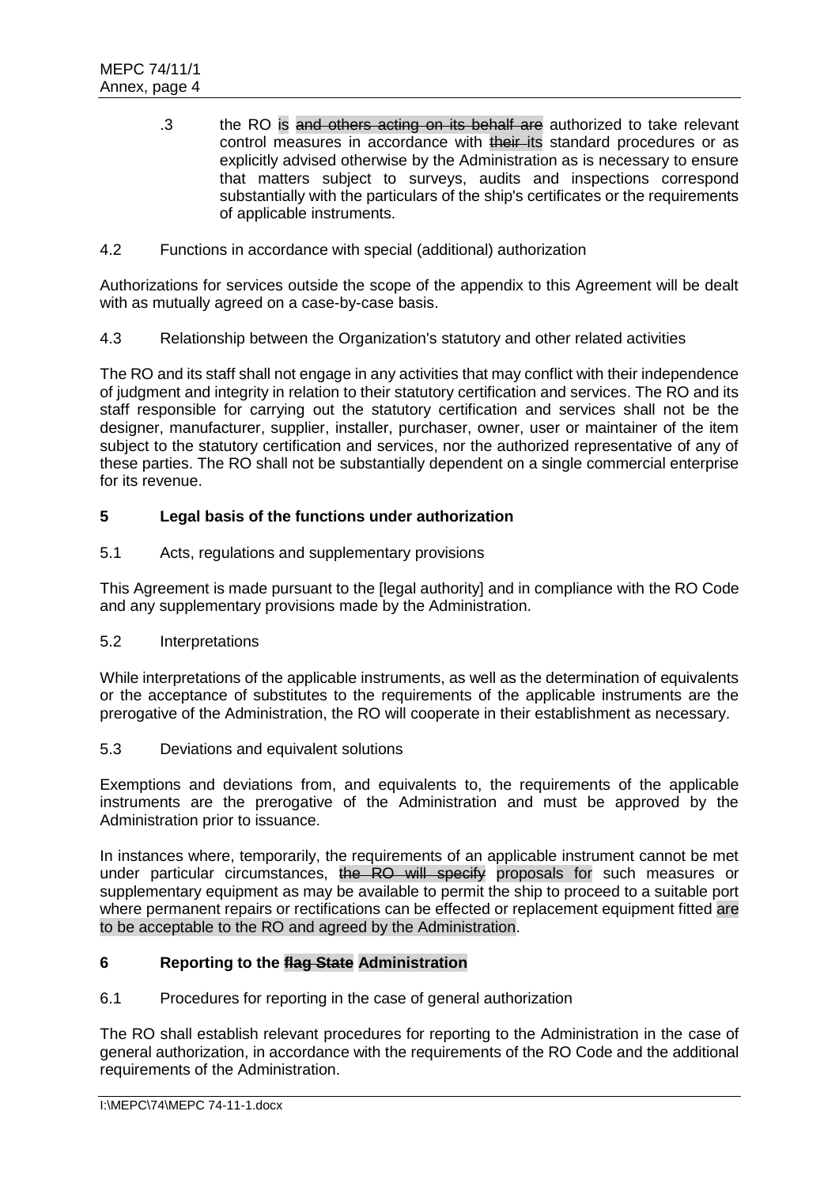.3 the RO is ~~and others acting on its behalf are~~ authorized to take relevant control measures in accordance with ~~their~~ its standard procedures or as explicitly advised otherwise by the Administration as is necessary to ensure that matters subject to surveys, audits and inspections correspond substantially with the particulars of the ship's certificates or the requirements of applicable instruments.

4.2 Functions in accordance with special (additional) authorization

Authorizations for services outside the scope of the appendix to this Agreement will be dealt with as mutually agreed on a case-by-case basis.

4.3 Relationship between the Organization's statutory and other related activities

The RO and its staff shall not engage in any activities that may conflict with their independence of judgment and integrity in relation to their statutory certification and services. The RO and its staff responsible for carrying out the statutory certification and services shall not be the designer, manufacturer, supplier, installer, purchaser, owner, user or maintainer of the item subject to the statutory certification and services, nor the authorized representative of any of these parties. The RO shall not be substantially dependent on a single commercial enterprise for its revenue.

## 5 Legal basis of the functions under authorization

5.1 Acts, regulations and supplementary provisions

This Agreement is made pursuant to the [legal authority] and in compliance with the RO Code and any supplementary provisions made by the Administration.

5.2 Interpretations

While interpretations of the applicable instruments, as well as the determination of equivalents or the acceptance of substitutes to the requirements of the applicable instruments are the prerogative of the Administration, the RO will cooperate in their establishment as necessary.

5.3 Deviations and equivalent solutions

Exemptions and deviations from, and equivalents to, the requirements of the applicable instruments are the prerogative of the Administration and must be approved by the Administration prior to issuance.

In instances where, temporarily, the requirements of an applicable instrument cannot be met under particular circumstances, ~~the RO will specify~~ proposals for such measures or supplementary equipment as may be available to permit the ship to proceed to a suitable port where permanent repairs or rectifications can be effected or replacement equipment fitted are to be acceptable to the RO and agreed by the Administration.

## 6 Reporting to the ~~flag State~~ Administration

6.1 Procedures for reporting in the case of general authorization

The RO shall establish relevant procedures for reporting to the Administration in the case of general authorization, in accordance with the requirements of the RO Code and the additional requirements of the Administration.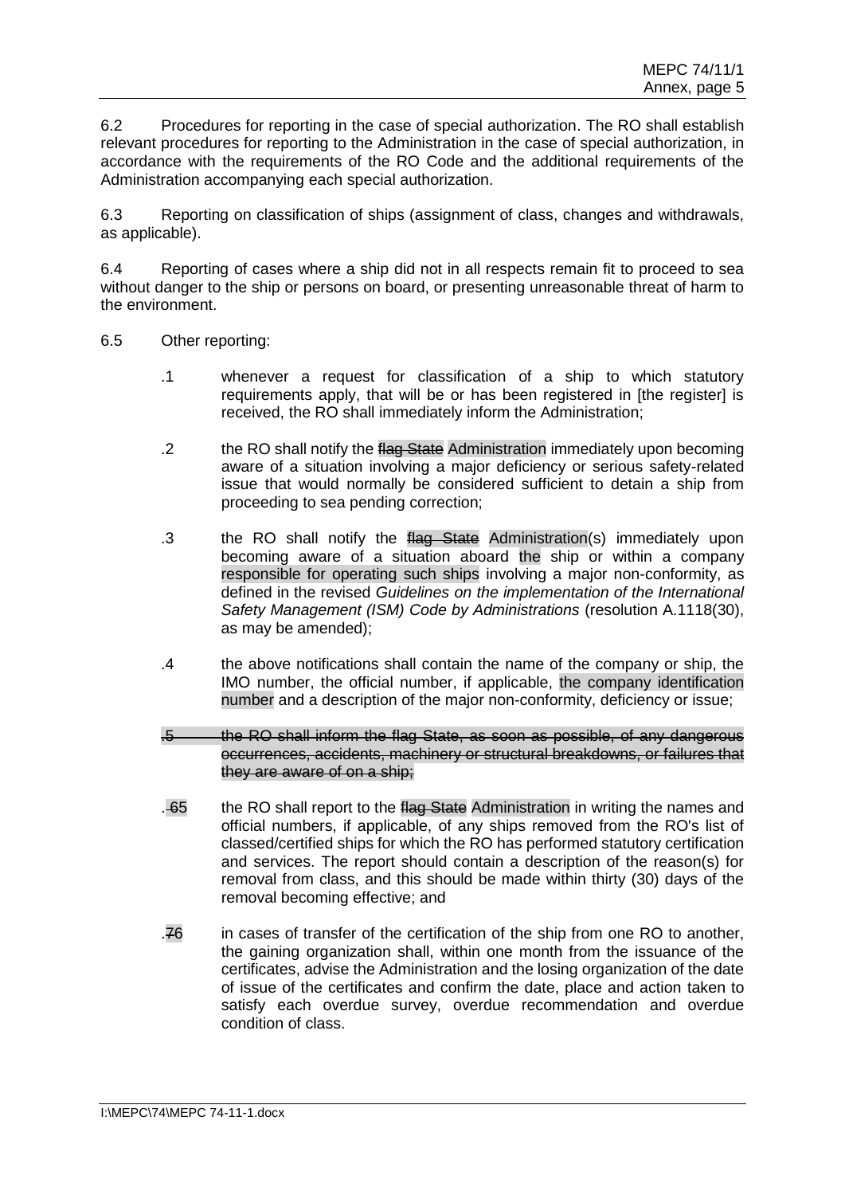6.2 Procedures for reporting in the case of special authorization. The RO shall establish relevant procedures for reporting to the Administration in the case of special authorization, in accordance with the requirements of the RO Code and the additional requirements of the Administration accompanying each special authorization.

6.3 Reporting on classification of ships (assignment of class, changes and withdrawals, as applicable).

6.4 Reporting of cases where a ship did not in all respects remain fit to proceed to sea without danger to the ship or persons on board, or presenting unreasonable threat of harm to the environment.

6.5 Other reporting:

.1 whenever a request for classification of a ship to which statutory requirements apply, that will be or has been registered in [the register] is received, the RO shall immediately inform the Administration;

.2 the RO shall notify the ~~flag State~~ Administration immediately upon becoming aware of a situation involving a major deficiency or serious safety-related issue that would normally be considered sufficient to detain a ship from proceeding to sea pending correction;

.3 the RO shall notify the ~~flag State~~ Administration(s) immediately upon becoming aware of a situation aboard the ship or within a company responsible for operating such ships involving a major non-conformity, as defined in the revised *Guidelines on the implementation of the International Safety Management (ISM) Code by Administrations* (resolution A.1118(30), as may be amended);

.4 the above notifications shall contain the name of the company or ship, the IMO number, the official number, if applicable, the company identification number and a description of the major non-conformity, deficiency or issue;

~~.5 the RO shall inform the flag State, as soon as possible, of any dangerous occurrences, accidents, machinery or structural breakdowns, or failures that they are aware of on a ship;~~

.~~6~~5 the RO shall report to the ~~flag State~~ Administration in writing the names and official numbers, if applicable, of any ships removed from the RO's list of classed/certified ships for which the RO has performed statutory certification and services. The report should contain a description of the reason(s) for removal from class, and this should be made within thirty (30) days of the removal becoming effective; and

.~~7~~6 in cases of transfer of the certification of the ship from one RO to another, the gaining organization shall, within one month from the issuance of the certificates, advise the Administration and the losing organization of the date of issue of the certificates and confirm the date, place and action taken to satisfy each overdue survey, overdue recommendation and overdue condition of class.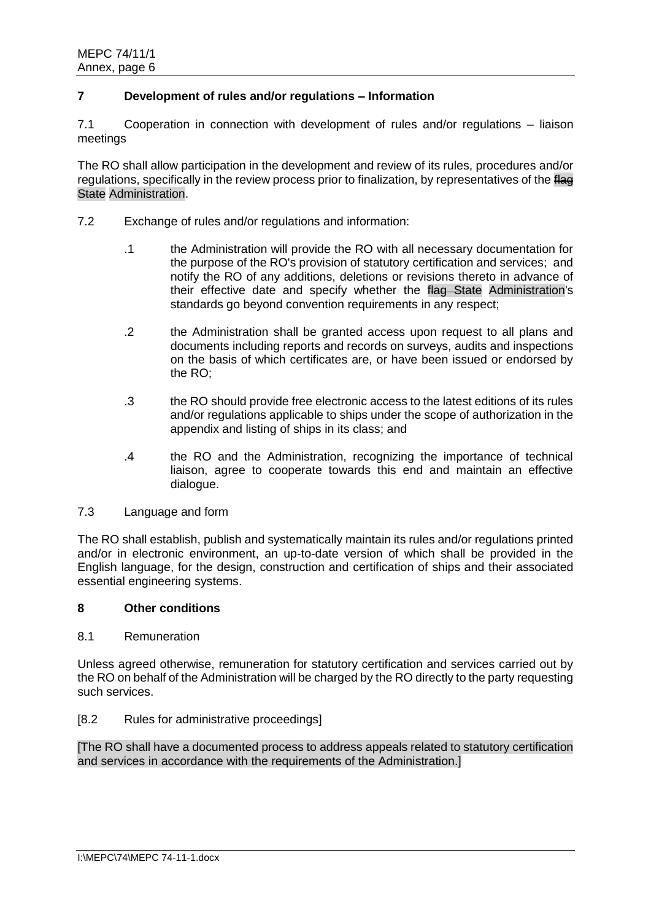## 7 Development of rules and/or regulations – Information

7.1 Cooperation in connection with development of rules and/or regulations – liaison meetings

The RO shall allow participation in the development and review of its rules, procedures and/or regulations, specifically in the review process prior to finalization, by representatives of the ~~flag State~~ Administration.

7.2 Exchange of rules and/or regulations and information:

.1 the Administration will provide the RO with all necessary documentation for the purpose of the RO's provision of statutory certification and services; and notify the RO of any additions, deletions or revisions thereto in advance of their effective date and specify whether the ~~flag State~~ Administration's standards go beyond convention requirements in any respect;

.2 the Administration shall be granted access upon request to all plans and documents including reports and records on surveys, audits and inspections on the basis of which certificates are, or have been issued or endorsed by the RO;

.3 the RO should provide free electronic access to the latest editions of its rules and/or regulations applicable to ships under the scope of authorization in the appendix and listing of ships in its class; and

.4 the RO and the Administration, recognizing the importance of technical liaison, agree to cooperate towards this end and maintain an effective dialogue.

7.3 Language and form

The RO shall establish, publish and systematically maintain its rules and/or regulations printed and/or in electronic environment, an up-to-date version of which shall be provided in the English language, for the design, construction and certification of ships and their associated essential engineering systems.

## 8 Other conditions

8.1 Remuneration

Unless agreed otherwise, remuneration for statutory certification and services carried out by the RO on behalf of the Administration will be charged by the RO directly to the party requesting such services.

[8.2 Rules for administrative proceedings]

[The RO shall have a documented process to address appeals related to statutory certification and services in accordance with the requirements of the Administration.]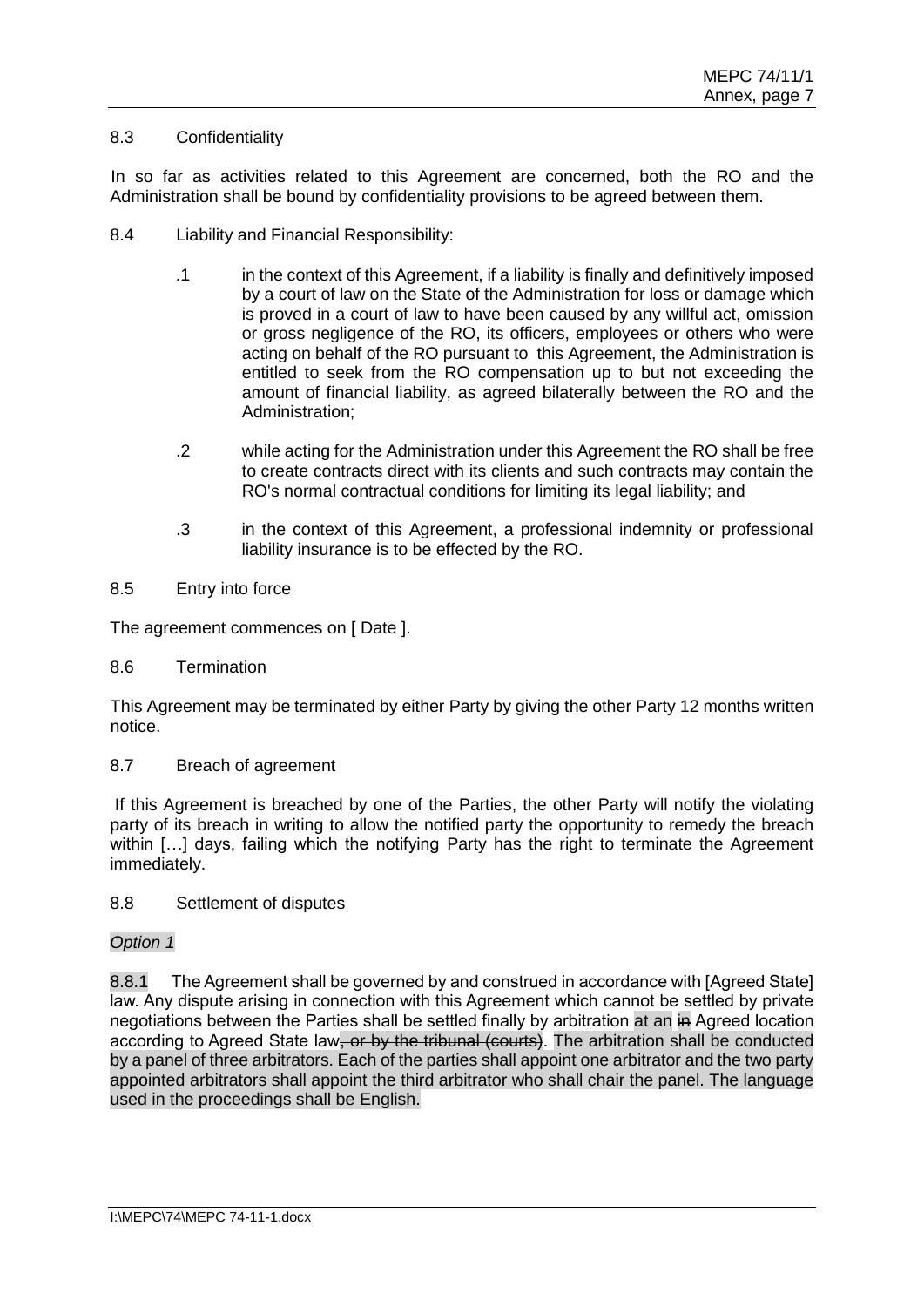8.3 Confidentiality

In so far as activities related to this Agreement are concerned, both the RO and the Administration shall be bound by confidentiality provisions to be agreed between them.

8.4 Liability and Financial Responsibility:

.1 in the context of this Agreement, if a liability is finally and definitively imposed by a court of law on the State of the Administration for loss or damage which is proved in a court of law to have been caused by any willful act, omission or gross negligence of the RO, its officers, employees or others who were acting on behalf of the RO pursuant to this Agreement, the Administration is entitled to seek from the RO compensation up to but not exceeding the amount of financial liability, as agreed bilaterally between the RO and the Administration;

.2 while acting for the Administration under this Agreement the RO shall be free to create contracts direct with its clients and such contracts may contain the RO's normal contractual conditions for limiting its legal liability; and

.3 in the context of this Agreement, a professional indemnity or professional liability insurance is to be effected by the RO.

8.5 Entry into force

The agreement commences on [ Date ].

8.6 Termination

This Agreement may be terminated by either Party by giving the other Party 12 months written notice.

8.7 Breach of agreement

If this Agreement is breached by one of the Parties, the other Party will notify the violating party of its breach in writing to allow the notified party the opportunity to remedy the breach within […] days, failing which the notifying Party has the right to terminate the Agreement immediately.

8.8 Settlement of disputes

*Option 1*

8.8.1 The Agreement shall be governed by and construed in accordance with [Agreed State] law. Any dispute arising in connection with this Agreement which cannot be settled by private negotiations between the Parties shall be settled finally by arbitration at an ~~in~~ Agreed location according to Agreed State law~~, or by the tribunal (courts)~~. The arbitration shall be conducted by a panel of three arbitrators. Each of the parties shall appoint one arbitrator and the two party appointed arbitrators shall appoint the third arbitrator who shall chair the panel. The language used in the proceedings shall be English.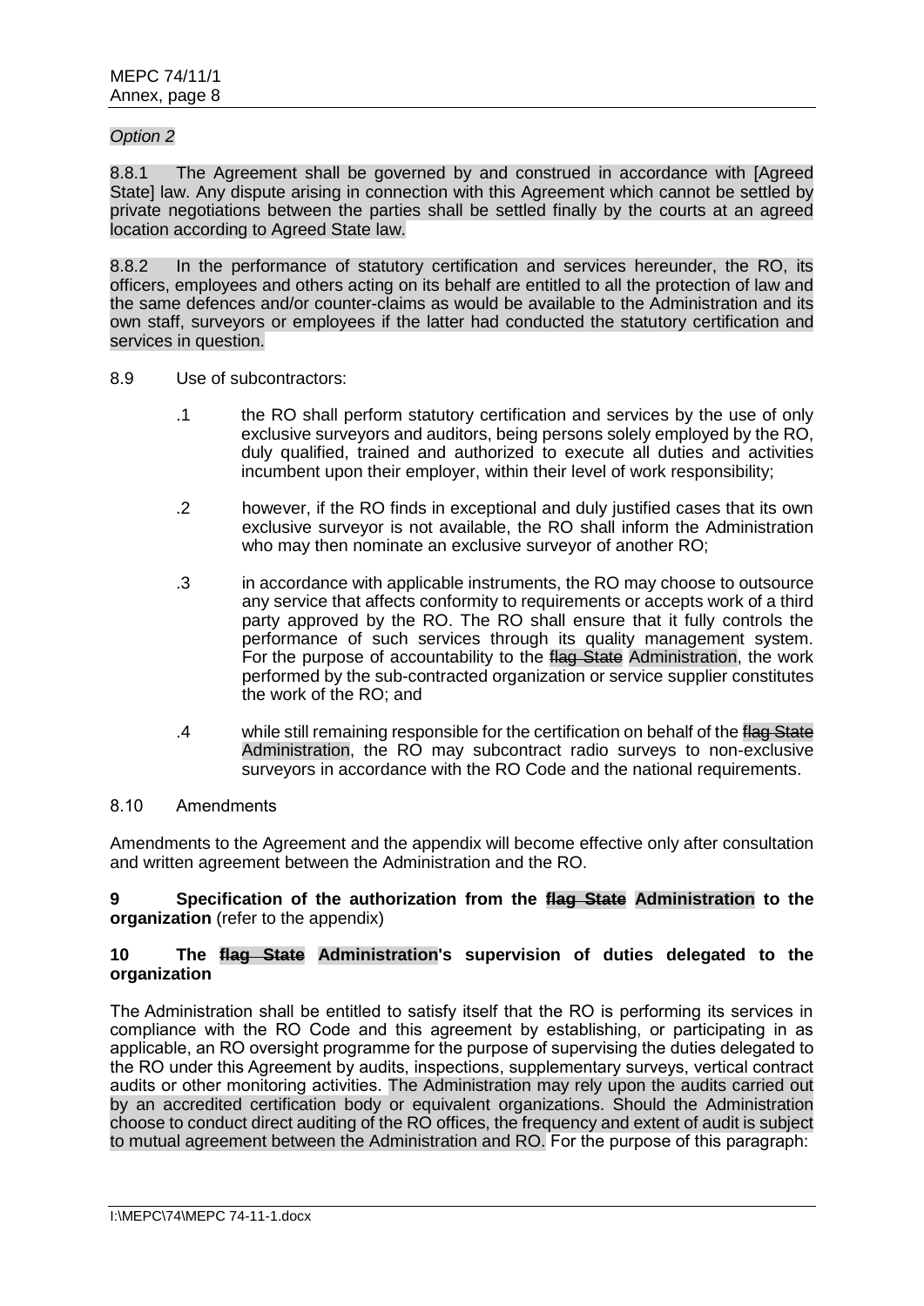*Option 2*

8.8.1 The Agreement shall be governed by and construed in accordance with [Agreed State] law. Any dispute arising in connection with this Agreement which cannot be settled by private negotiations between the parties shall be settled finally by the courts at an agreed location according to Agreed State law.

8.8.2 In the performance of statutory certification and services hereunder, the RO, its officers, employees and others acting on its behalf are entitled to all the protection of law and the same defences and/or counter-claims as would be available to the Administration and its own staff, surveyors or employees if the latter had conducted the statutory certification and services in question.

8.9 Use of subcontractors:

.1 the RO shall perform statutory certification and services by the use of only exclusive surveyors and auditors, being persons solely employed by the RO, duly qualified, trained and authorized to execute all duties and activities incumbent upon their employer, within their level of work responsibility;

.2 however, if the RO finds in exceptional and duly justified cases that its own exclusive surveyor is not available, the RO shall inform the Administration who may then nominate an exclusive surveyor of another RO;

.3 in accordance with applicable instruments, the RO may choose to outsource any service that affects conformity to requirements or accepts work of a third party approved by the RO. The RO shall ensure that it fully controls the performance of such services through its quality management system. For the purpose of accountability to the ~~flag State~~ Administration, the work performed by the sub-contracted organization or service supplier constitutes the work of the RO; and

.4 while still remaining responsible for the certification on behalf of the ~~flag State~~ Administration, the RO may subcontract radio surveys to non-exclusive surveyors in accordance with the RO Code and the national requirements.

8.10 Amendments

Amendments to the Agreement and the appendix will become effective only after consultation and written agreement between the Administration and the RO.

**9 Specification of the authorization from the ~~flag State~~ Administration to the organization** (refer to the appendix)

**10 The ~~flag State~~ Administration's supervision of duties delegated to the organization**

The Administration shall be entitled to satisfy itself that the RO is performing its services in compliance with the RO Code and this agreement by establishing, or participating in as applicable, an RO oversight programme for the purpose of supervising the duties delegated to the RO under this Agreement by audits, inspections, supplementary surveys, vertical contract audits or other monitoring activities. The Administration may rely upon the audits carried out by an accredited certification body or equivalent organizations. Should the Administration choose to conduct direct auditing of the RO offices, the frequency and extent of audit is subject to mutual agreement between the Administration and RO. For the purpose of this paragraph: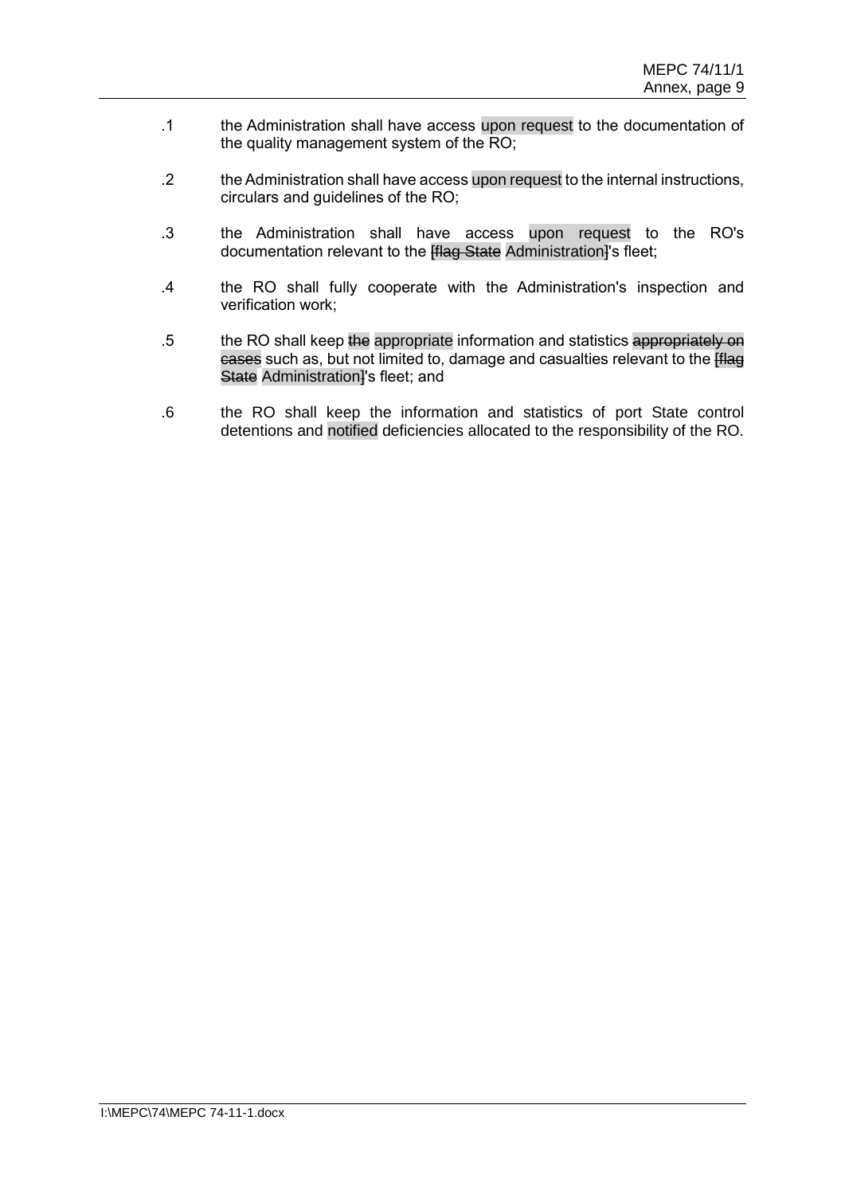.1 the Administration shall have access upon request to the documentation of the quality management system of the RO;

.2 the Administration shall have access upon request to the internal instructions, circulars and guidelines of the RO;

.3 the Administration shall have access upon request to the RO's documentation relevant to the ~~[flag State~~ Administration~~]~~'s fleet;

.4 the RO shall fully cooperate with the Administration's inspection and verification work;

.5 the RO shall keep ~~the~~ appropriate information and statistics ~~appropriately on cases~~ such as, but not limited to, damage and casualties relevant to the ~~[flag State~~ Administration~~]~~'s fleet; and

.6 the RO shall keep the information and statistics of port State control detentions and notified deficiencies allocated to the responsibility of the RO.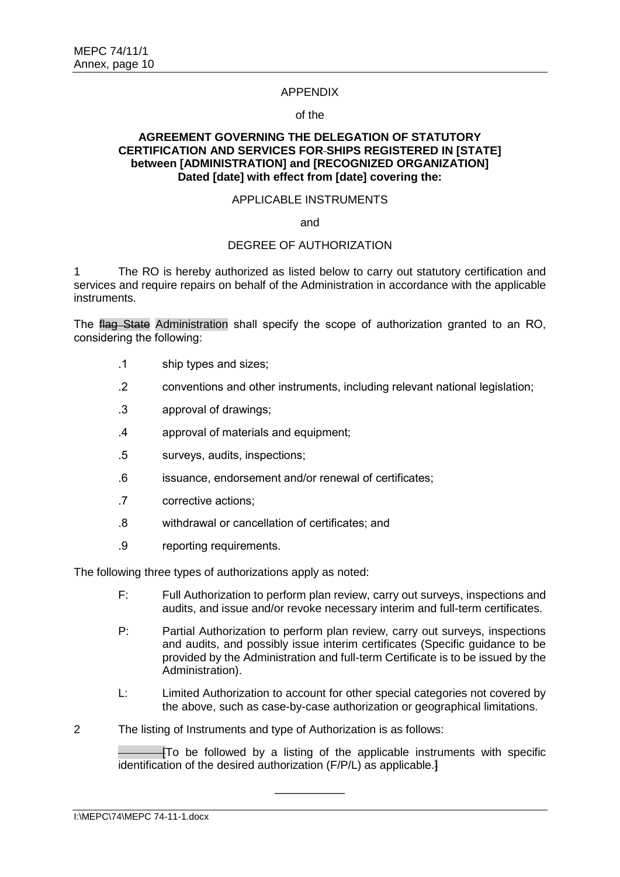APPENDIX

of the

**AGREEMENT GOVERNING THE DELEGATION OF STATUTORY CERTIFICATION AND SERVICES FOR SHIPS REGISTERED IN [STATE] between [ADMINISTRATION] and [RECOGNIZED ORGANIZATION] Dated [date] with effect from [date] covering the:**

APPLICABLE INSTRUMENTS

and

DEGREE OF AUTHORIZATION

1 The RO is hereby authorized as listed below to carry out statutory certification and services and require repairs on behalf of the Administration in accordance with the applicable instruments.

The ~~flag State~~ Administration shall specify the scope of authorization granted to an RO, considering the following:

.1 ship types and sizes;

.2 conventions and other instruments, including relevant national legislation;

.3 approval of drawings;

.4 approval of materials and equipment;

.5 surveys, audits, inspections;

.6 issuance, endorsement and/or renewal of certificates;

.7 corrective actions;

.8 withdrawal or cancellation of certificates; and

.9 reporting requirements.

The following three types of authorizations apply as noted:

F: Full Authorization to perform plan review, carry out surveys, inspections and audits, and issue and/or revoke necessary interim and full-term certificates.

P: Partial Authorization to perform plan review, carry out surveys, inspections and audits, and possibly issue interim certificates (Specific guidance to be provided by the Administration and full-term Certificate is to be issued by the Administration).

L: Limited Authorization to account for other special categories not covered by the above, such as case-by-case authorization or geographical limitations.

2 The listing of Instruments and type of Authorization is as follows:

~~[~~To be followed by a listing of the applicable instruments with specific identification of the desired authorization (F/P/L) as applicable.~~]~~

___________